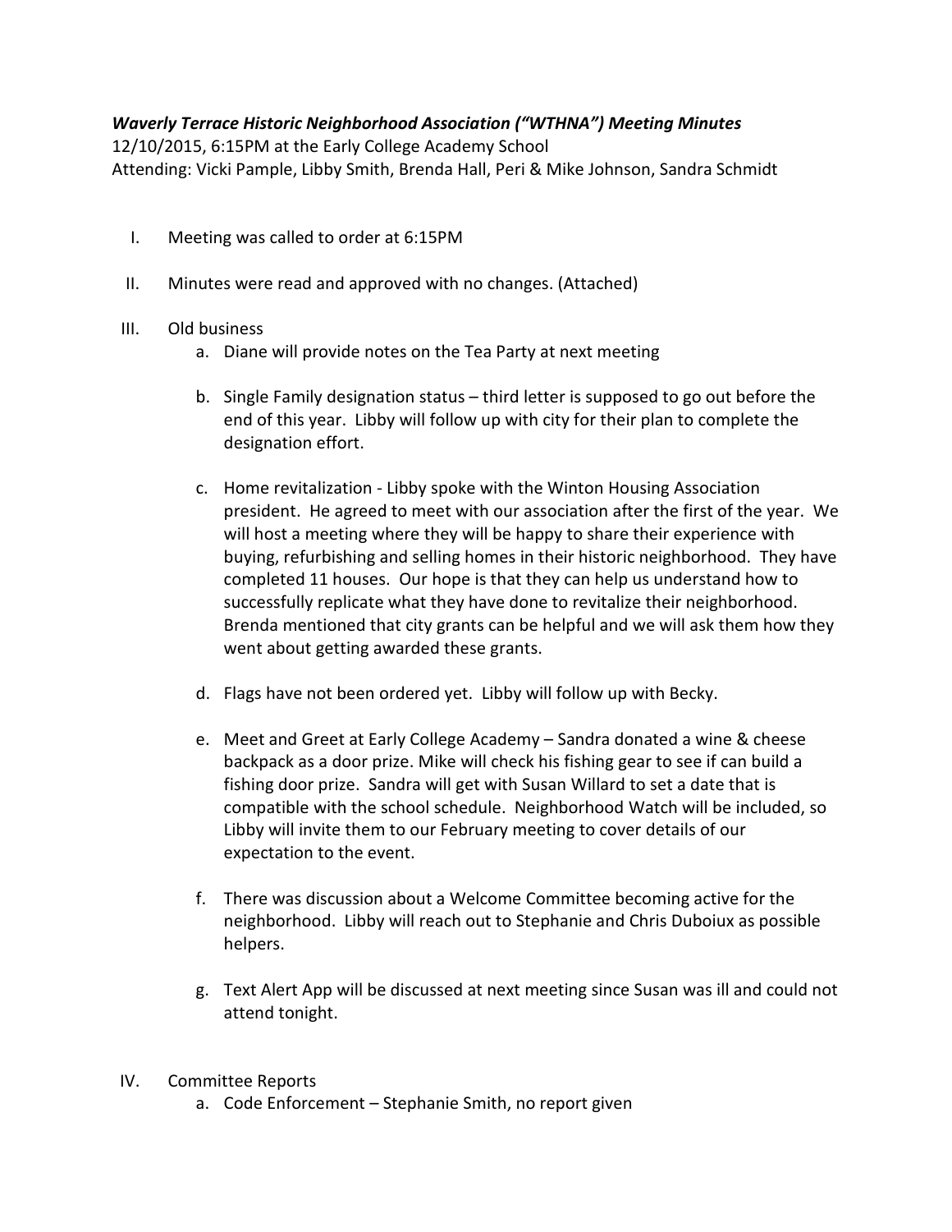***Waverly Terrace Historic Neighborhood Association ("WTHNA") Meeting Minutes***

12/10/2015, 6:15PM at the Early College Academy School
Attending: Vicki Pample, Libby Smith, Brenda Hall, Peri & Mike Johnson, Sandra Schmidt

I. Meeting was called to order at 6:15PM

II. Minutes were read and approved with no changes. (Attached)

III. Old business
   a. Diane will provide notes on the Tea Party at next meeting

   b. Single Family designation status – third letter is supposed to go out before the end of this year. Libby will follow up with city for their plan to complete the designation effort.

   c. Home revitalization - Libby spoke with the Winton Housing Association president. He agreed to meet with our association after the first of the year. We will host a meeting where they will be happy to share their experience with buying, refurbishing and selling homes in their historic neighborhood. They have completed 11 houses. Our hope is that they can help us understand how to successfully replicate what they have done to revitalize their neighborhood. Brenda mentioned that city grants can be helpful and we will ask them how they went about getting awarded these grants.

   d. Flags have not been ordered yet. Libby will follow up with Becky.

   e. Meet and Greet at Early College Academy – Sandra donated a wine & cheese backpack as a door prize. Mike will check his fishing gear to see if can build a fishing door prize. Sandra will get with Susan Willard to set a date that is compatible with the school schedule. Neighborhood Watch will be included, so Libby will invite them to our February meeting to cover details of our expectation to the event.

   f. There was discussion about a Welcome Committee becoming active for the neighborhood. Libby will reach out to Stephanie and Chris Duboiux as possible helpers.

   g. Text Alert App will be discussed at next meeting since Susan was ill and could not attend tonight.

IV. Committee Reports
   a. Code Enforcement – Stephanie Smith, no report given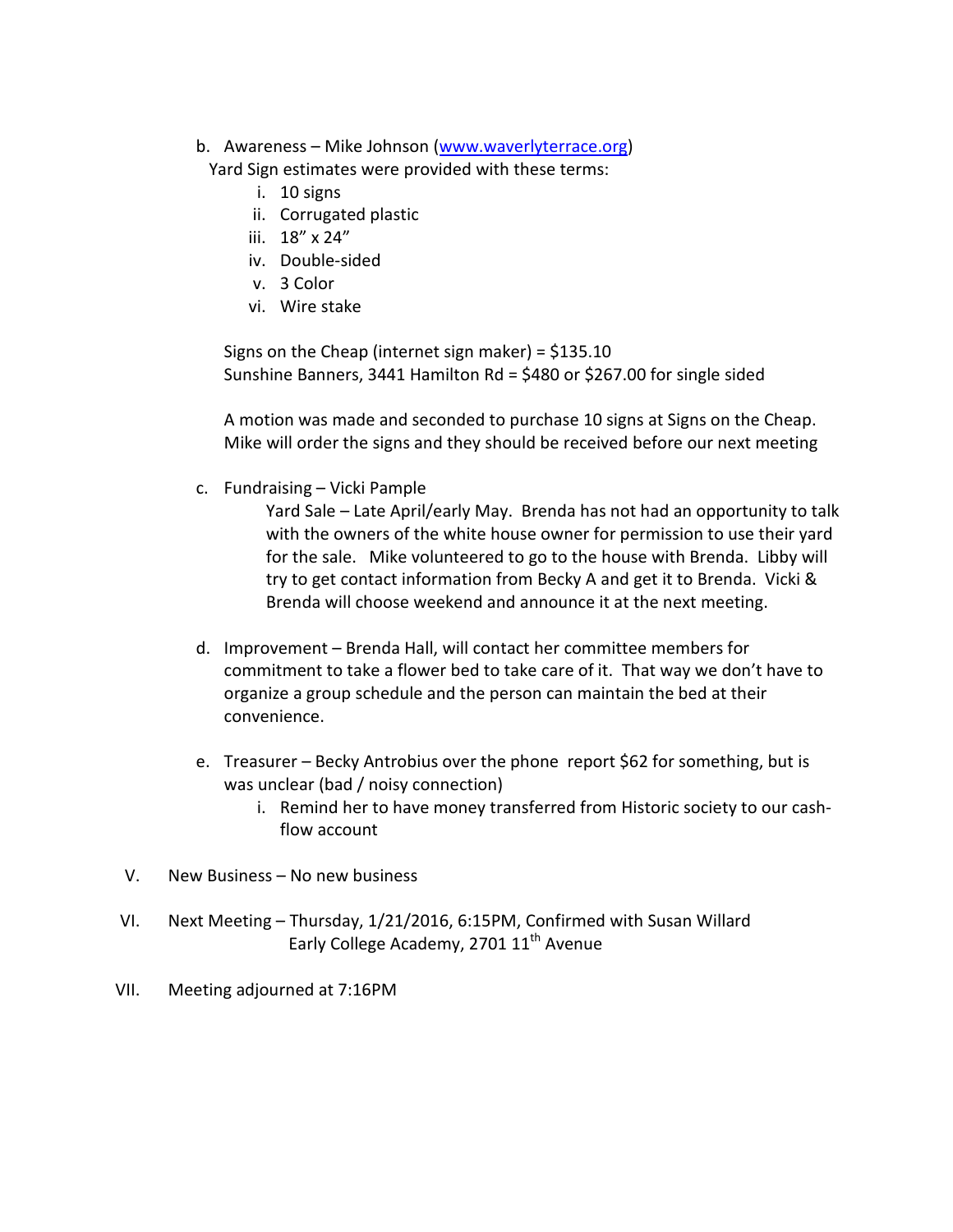b. Awareness – Mike Johnson (www.waverlyterrace.org)
   Yard Sign estimates were provided with these terms:
   i. 10 signs
   ii. Corrugated plastic
   iii. 18" x 24"
   iv. Double-sided
   v. 3 Color
   vi. Wire stake

   Signs on the Cheap (internet sign maker) = $135.10
   Sunshine Banners, 3441 Hamilton Rd = $480 or $267.00 for single sided

   A motion was made and seconded to purchase 10 signs at Signs on the Cheap. Mike will order the signs and they should be received before our next meeting

c. Fundraising – Vicki Pample
   Yard Sale – Late April/early May. Brenda has not had an opportunity to talk with the owners of the white house owner for permission to use their yard for the sale. Mike volunteered to go to the house with Brenda. Libby will try to get contact information from Becky A and get it to Brenda. Vicki & Brenda will choose weekend and announce it at the next meeting.

d. Improvement – Brenda Hall, will contact her committee members for commitment to take a flower bed to take care of it. That way we don't have to organize a group schedule and the person can maintain the bed at their convenience.

e. Treasurer – Becky Antrobius over the phone report $62 for something, but is was unclear (bad / noisy connection)
   i. Remind her to have money transferred from Historic society to our cash-flow account

V. New Business – No new business

VI. Next Meeting – Thursday, 1/21/2016, 6:15PM, Confirmed with Susan Willard
    Early College Academy, 2701 11th Avenue

VII. Meeting adjourned at 7:16PM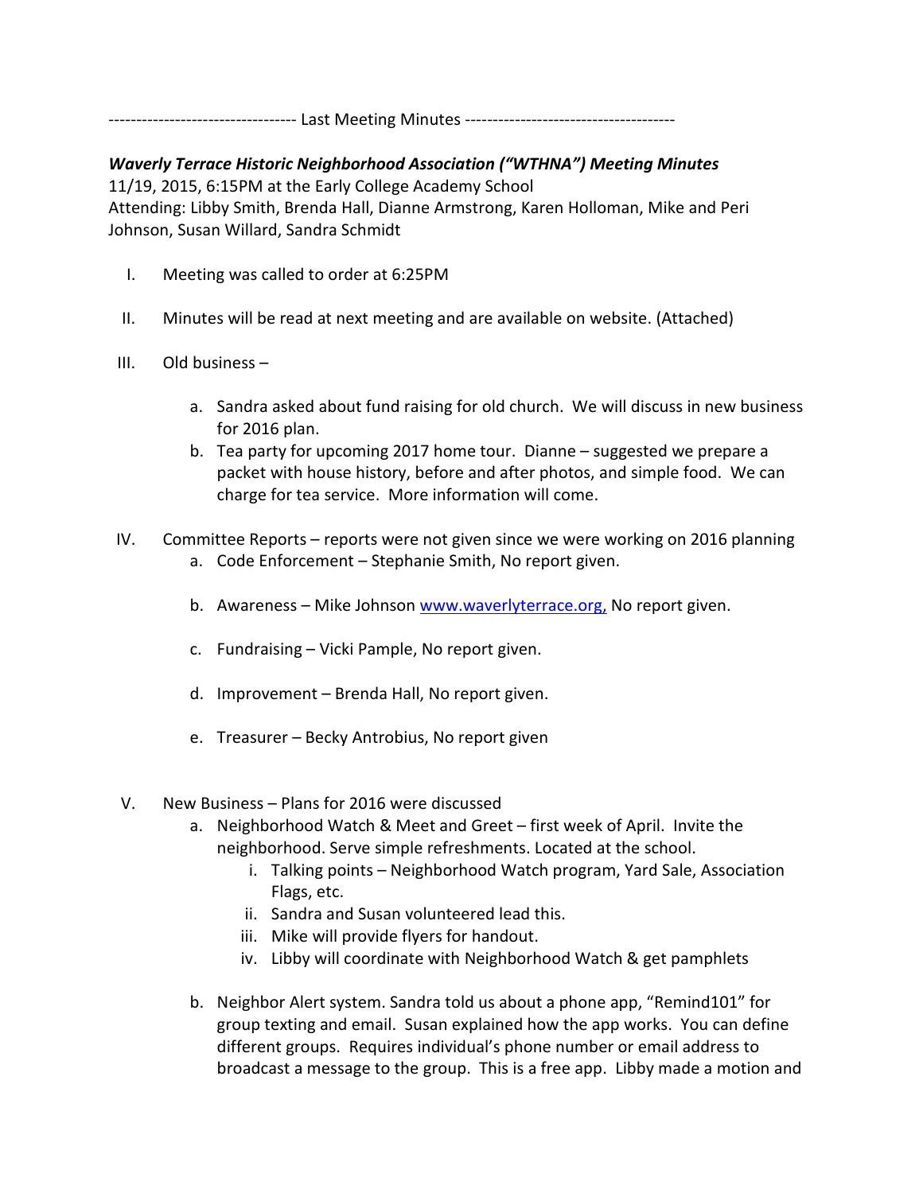---------------------------------- Last Meeting Minutes --------------------------------------

***Waverly Terrace Historic Neighborhood Association ("WTHNA") Meeting Minutes***
11/19, 2015, 6:15PM at the Early College Academy School
Attending: Libby Smith, Brenda Hall, Dianne Armstrong, Karen Holloman, Mike and Peri Johnson, Susan Willard, Sandra Schmidt

I. Meeting was called to order at 6:25PM

II. Minutes will be read at next meeting and are available on website. (Attached)

III. Old business –

   a. Sandra asked about fund raising for old church. We will discuss in new business for 2016 plan.
   b. Tea party for upcoming 2017 home tour. Dianne – suggested we prepare a packet with house history, before and after photos, and simple food. We can charge for tea service. More information will come.

IV. Committee Reports – reports were not given since we were working on 2016 planning
   a. Code Enforcement – Stephanie Smith, No report given.

   b. Awareness – Mike Johnson [www.waverlyterrace.org,](http://www.waverlyterrace.org) No report given.

   c. Fundraising – Vicki Pample, No report given.

   d. Improvement – Brenda Hall, No report given.

   e. Treasurer – Becky Antrobius, No report given

V. New Business – Plans for 2016 were discussed
   a. Neighborhood Watch & Meet and Greet – first week of April. Invite the neighborhood. Serve simple refreshments. Located at the school.
      i. Talking points – Neighborhood Watch program, Yard Sale, Association Flags, etc.
      ii. Sandra and Susan volunteered lead this.
      iii. Mike will provide flyers for handout.
      iv. Libby will coordinate with Neighborhood Watch & get pamphlets

   b. Neighbor Alert system. Sandra told us about a phone app, "Remind101" for group texting and email. Susan explained how the app works. You can define different groups. Requires individual's phone number or email address to broadcast a message to the group. This is a free app. Libby made a motion and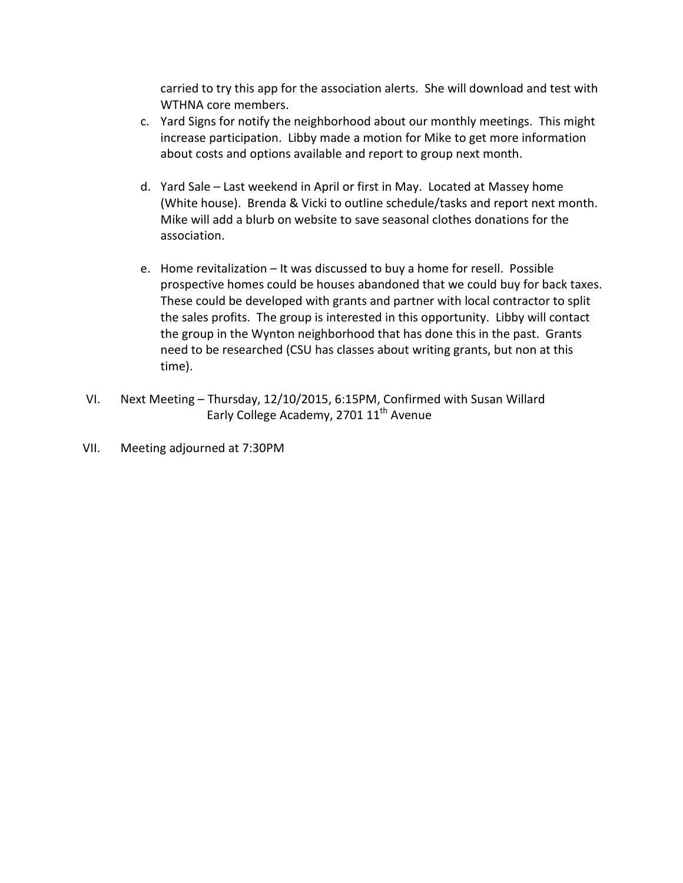carried to try this app for the association alerts. She will download and test with WTHNA core members.

c. Yard Signs for notify the neighborhood about our monthly meetings. This might increase participation. Libby made a motion for Mike to get more information about costs and options available and report to group next month.

d. Yard Sale – Last weekend in April or first in May. Located at Massey home (White house). Brenda & Vicki to outline schedule/tasks and report next month. Mike will add a blurb on website to save seasonal clothes donations for the association.

e. Home revitalization – It was discussed to buy a home for resell. Possible prospective homes could be houses abandoned that we could buy for back taxes. These could be developed with grants and partner with local contractor to split the sales profits. The group is interested in this opportunity. Libby will contact the group in the Wynton neighborhood that has done this in the past. Grants need to be researched (CSU has classes about writing grants, but non at this time).

VI. Next Meeting – Thursday, 12/10/2015, 6:15PM, Confirmed with Susan Willard
Early College Academy, 2701 11th Avenue

VII. Meeting adjourned at 7:30PM